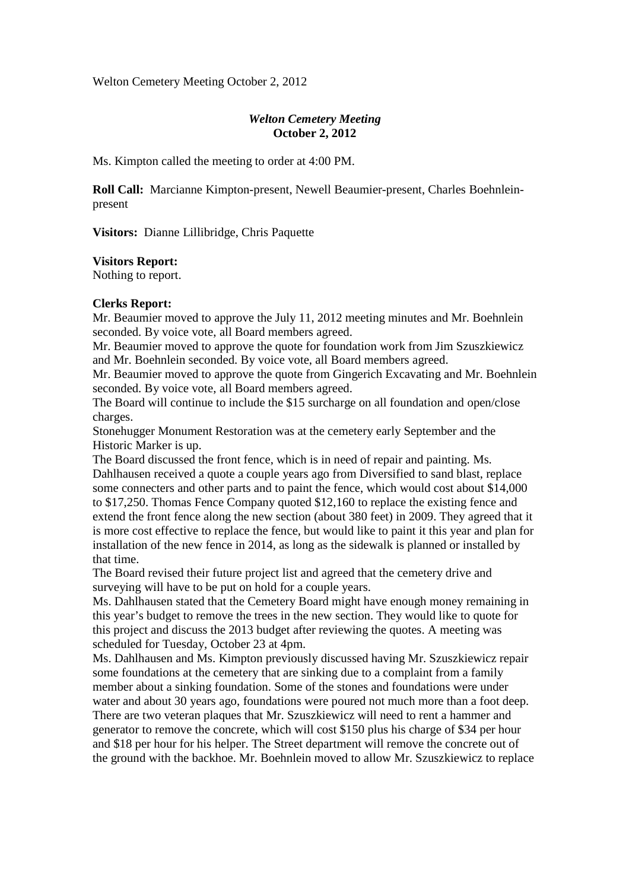Welton Cemetery Meeting October 2, 2012

***Welton Cemetery Meeting***
**October 2, 2012**

Ms. Kimpton called the meeting to order at 4:00 PM.

**Roll Call:** Marcianne Kimpton-present, Newell Beaumier-present, Charles Boehnlein-present

**Visitors:** Dianne Lillibridge, Chris Paquette

**Visitors Report:**
Nothing to report.

**Clerks Report:**
Mr. Beaumier moved to approve the July 11, 2012 meeting minutes and Mr. Boehnlein seconded. By voice vote, all Board members agreed.
Mr. Beaumier moved to approve the quote for foundation work from Jim Szuszkiewicz and Mr. Boehnlein seconded. By voice vote, all Board members agreed.
Mr. Beaumier moved to approve the quote from Gingerich Excavating and Mr. Boehnlein seconded. By voice vote, all Board members agreed.
The Board will continue to include the $15 surcharge on all foundation and open/close charges.
Stonehugger Monument Restoration was at the cemetery early September and the Historic Marker is up.
The Board discussed the front fence, which is in need of repair and painting. Ms. Dahlhausen received a quote a couple years ago from Diversified to sand blast, replace some connecters and other parts and to paint the fence, which would cost about $14,000 to $17,250. Thomas Fence Company quoted $12,160 to replace the existing fence and extend the front fence along the new section (about 380 feet) in 2009. They agreed that it is more cost effective to replace the fence, but would like to paint it this year and plan for installation of the new fence in 2014, as long as the sidewalk is planned or installed by that time.
The Board revised their future project list and agreed that the cemetery drive and surveying will have to be put on hold for a couple years.
Ms. Dahlhausen stated that the Cemetery Board might have enough money remaining in this year's budget to remove the trees in the new section. They would like to quote for this project and discuss the 2013 budget after reviewing the quotes. A meeting was scheduled for Tuesday, October 23 at 4pm.
Ms. Dahlhausen and Ms. Kimpton previously discussed having Mr. Szuszkiewicz repair some foundations at the cemetery that are sinking due to a complaint from a family member about a sinking foundation. Some of the stones and foundations were under water and about 30 years ago, foundations were poured not much more than a foot deep. There are two veteran plaques that Mr. Szuszkiewicz will need to rent a hammer and generator to remove the concrete, which will cost $150 plus his charge of $34 per hour and $18 per hour for his helper. The Street department will remove the concrete out of the ground with the backhoe. Mr. Boehnlein moved to allow Mr. Szuszkiewicz to replace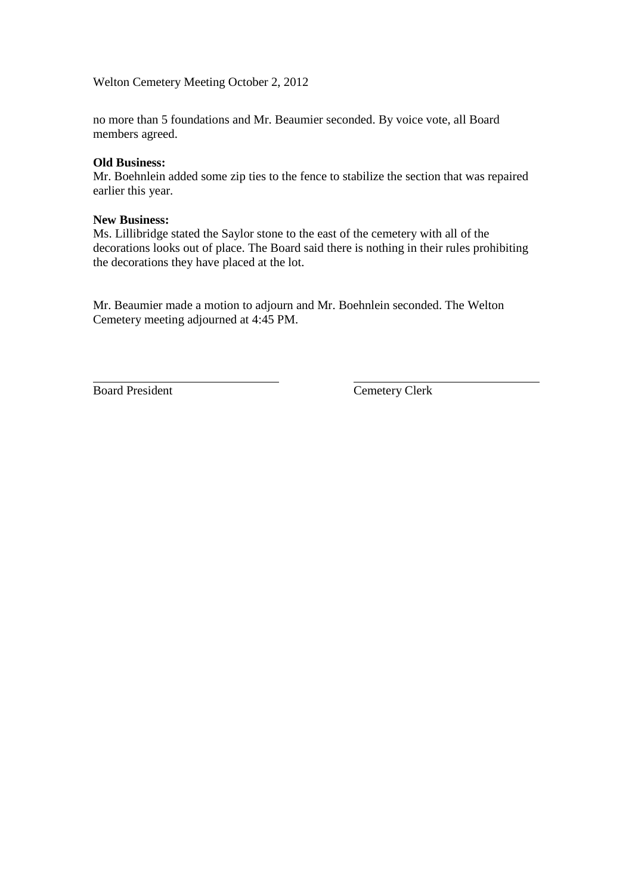no more than 5 foundations and Mr. Beaumier seconded. By voice vote, all Board members agreed.

**Old Business:**
Mr. Boehnlein added some zip ties to the fence to stabilize the section that was repaired earlier this year.

**New Business:**
Ms. Lillibridge stated the Saylor stone to the east of the cemetery with all of the decorations looks out of place. The Board said there is nothing in their rules prohibiting the decorations they have placed at the lot.

Mr. Beaumier made a motion to adjourn and Mr. Boehnlein seconded. The Welton Cemetery meeting adjourned at 4:45 PM.

\_\_\_\_\_\_\_\_\_\_\_\_\_\_\_\_\_\_\_\_\_\_\_\_\_\_\_\_\_\_ \_\_\_\_\_\_\_\_\_\_\_\_\_\_\_\_\_\_\_\_\_\_\_\_\_\_\_\_\_\_

Board President Cemetery Clerk